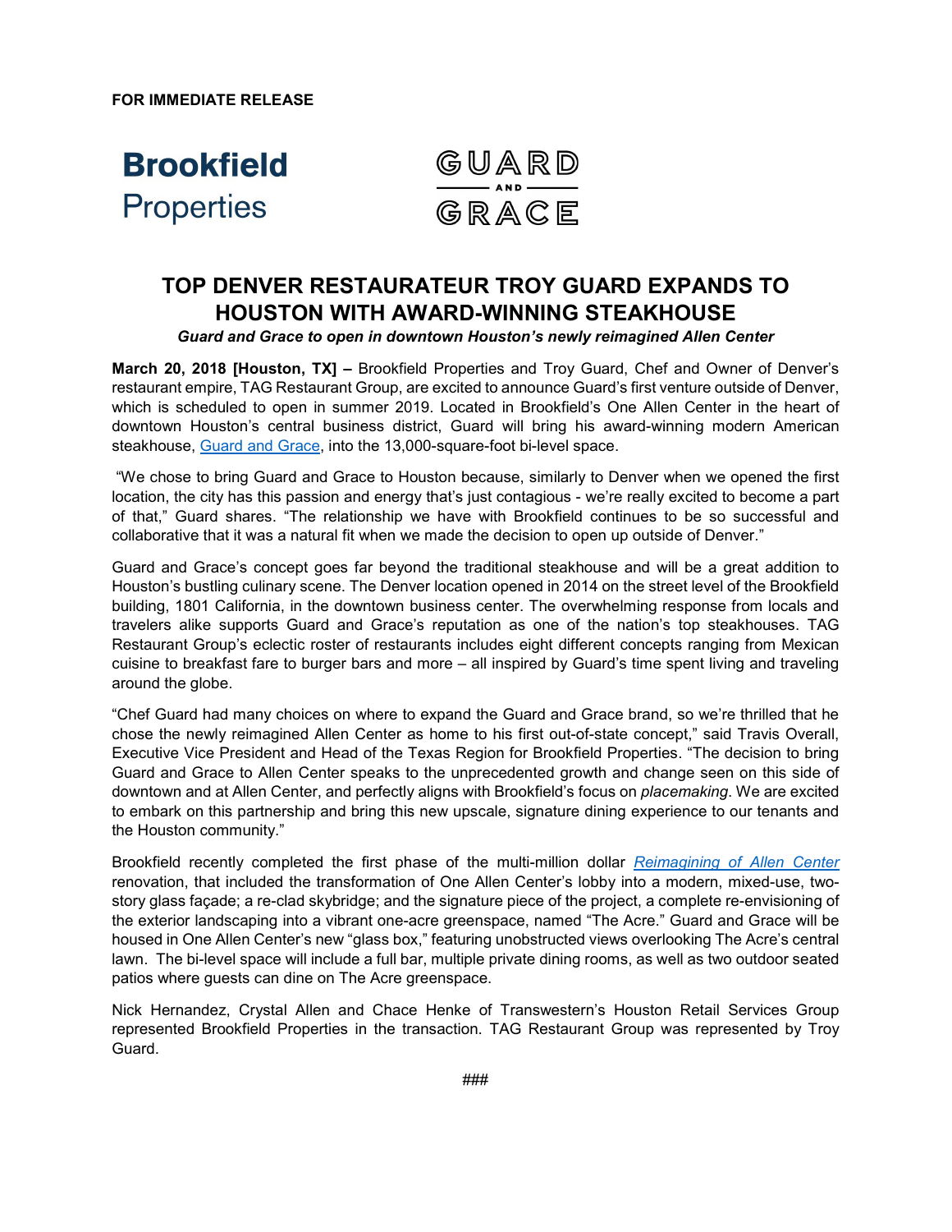**FOR IMMEDIATE RELEASE**

Brookfield Properties

GUARD AND GRACE

# TOP DENVER RESTAURATEUR TROY GUARD EXPANDS TO HOUSTON WITH AWARD-WINNING STEAKHOUSE

***Guard and Grace to open in downtown Houston's newly reimagined Allen Center***

**March 20, 2018 [Houston, TX] –** Brookfield Properties and Troy Guard, Chef and Owner of Denver's restaurant empire, TAG Restaurant Group, are excited to announce Guard's first venture outside of Denver, which is scheduled to open in summer 2019. Located in Brookfield's One Allen Center in the heart of downtown Houston's central business district, Guard will bring his award-winning modern American steakhouse, [Guard and Grace](), into the 13,000-square-foot bi-level space.

"We chose to bring Guard and Grace to Houston because, similarly to Denver when we opened the first location, the city has this passion and energy that's just contagious - we're really excited to become a part of that," Guard shares. "The relationship we have with Brookfield continues to be so successful and collaborative that it was a natural fit when we made the decision to open up outside of Denver."

Guard and Grace's concept goes far beyond the traditional steakhouse and will be a great addition to Houston's bustling culinary scene. The Denver location opened in 2014 on the street level of the Brookfield building, 1801 California, in the downtown business center. The overwhelming response from locals and travelers alike supports Guard and Grace's reputation as one of the nation's top steakhouses. TAG Restaurant Group's eclectic roster of restaurants includes eight different concepts ranging from Mexican cuisine to breakfast fare to burger bars and more – all inspired by Guard's time spent living and traveling around the globe.

"Chef Guard had many choices on where to expand the Guard and Grace brand, so we're thrilled that he chose the newly reimagined Allen Center as home to his first out-of-state concept," said Travis Overall, Executive Vice President and Head of the Texas Region for Brookfield Properties. "The decision to bring Guard and Grace to Allen Center speaks to the unprecedented growth and change seen on this side of downtown and at Allen Center, and perfectly aligns with Brookfield's focus on *placemaking*. We are excited to embark on this partnership and bring this new upscale, signature dining experience to our tenants and the Houston community."

Brookfield recently completed the first phase of the multi-million dollar [*Reimagining of Allen Center*]() renovation, that included the transformation of One Allen Center's lobby into a modern, mixed-use, two-story glass façade; a re-clad skybridge; and the signature piece of the project, a complete re-envisioning of the exterior landscaping into a vibrant one-acre greenspace, named "The Acre." Guard and Grace will be housed in One Allen Center's new "glass box," featuring unobstructed views overlooking The Acre's central lawn. The bi-level space will include a full bar, multiple private dining rooms, as well as two outdoor seated patios where guests can dine on The Acre greenspace.

Nick Hernandez, Crystal Allen and Chace Henke of Transwestern's Houston Retail Services Group represented Brookfield Properties in the transaction. TAG Restaurant Group was represented by Troy Guard.

###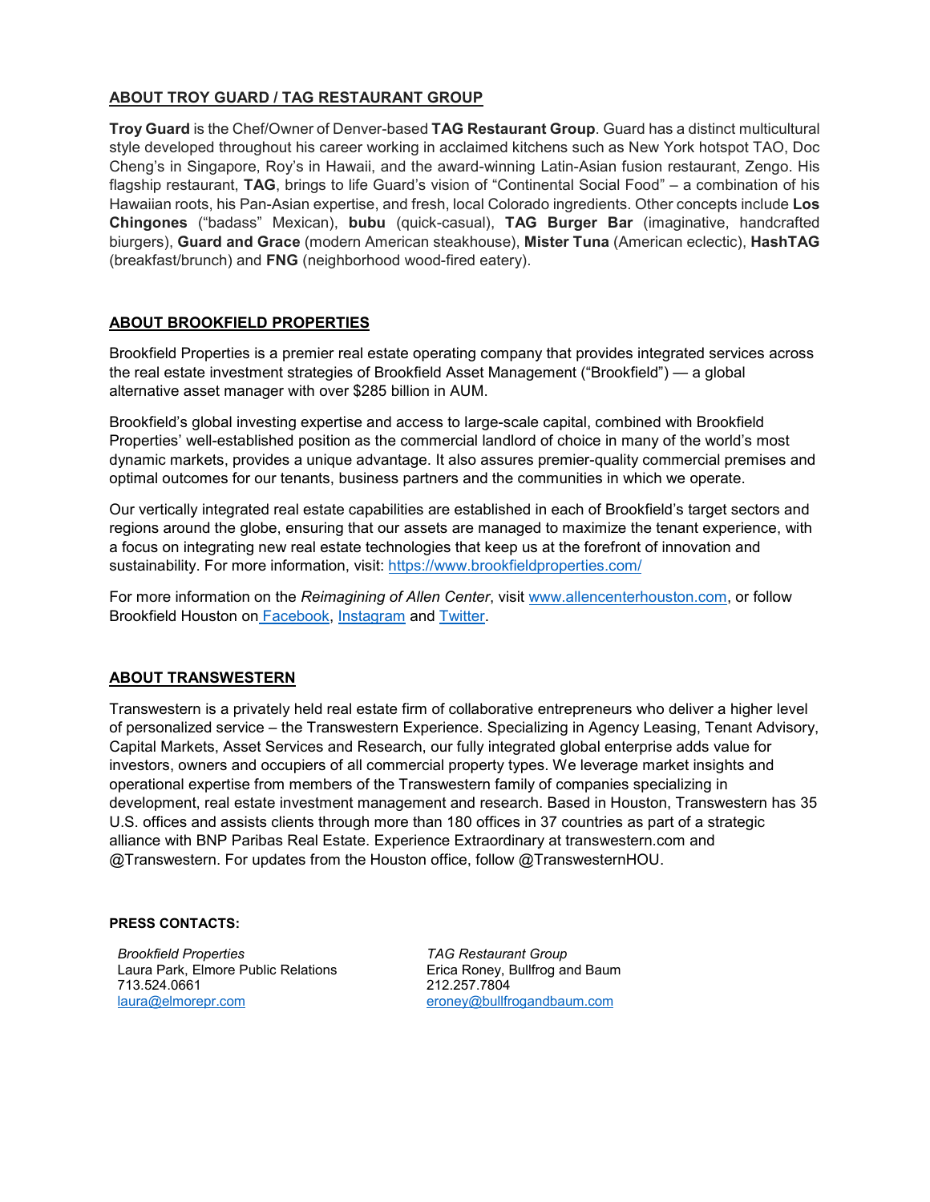## ABOUT TROY GUARD / TAG RESTAURANT GROUP

**Troy Guard** is the Chef/Owner of Denver-based **TAG Restaurant Group**. Guard has a distinct multicultural style developed throughout his career working in acclaimed kitchens such as New York hotspot TAO, Doc Cheng's in Singapore, Roy's in Hawaii, and the award-winning Latin-Asian fusion restaurant, Zengo. His flagship restaurant, **TAG**, brings to life Guard's vision of "Continental Social Food" – a combination of his Hawaiian roots, his Pan-Asian expertise, and fresh, local Colorado ingredients. Other concepts include **Los Chingones** ("badass" Mexican), **bubu** (quick-casual), **TAG Burger Bar** (imaginative, handcrafted biurgers), **Guard and Grace** (modern American steakhouse), **Mister Tuna** (American eclectic), **HashTAG** (breakfast/brunch) and **FNG** (neighborhood wood-fired eatery).

## ABOUT BROOKFIELD PROPERTIES

Brookfield Properties is a premier real estate operating company that provides integrated services across the real estate investment strategies of Brookfield Asset Management ("Brookfield") — a global alternative asset manager with over $285 billion in AUM.

Brookfield's global investing expertise and access to large-scale capital, combined with Brookfield Properties' well-established position as the commercial landlord of choice in many of the world's most dynamic markets, provides a unique advantage. It also assures premier-quality commercial premises and optimal outcomes for our tenants, business partners and the communities in which we operate.

Our vertically integrated real estate capabilities are established in each of Brookfield's target sectors and regions around the globe, ensuring that our assets are managed to maximize the tenant experience, with a focus on integrating new real estate technologies that keep us at the forefront of innovation and sustainability. For more information, visit: https://www.brookfieldproperties.com/

For more information on the *Reimagining of Allen Center*, visit www.allencenterhouston.com, or follow Brookfield Houston on Facebook, Instagram and Twitter.

## ABOUT TRANSWESTERN

Transwestern is a privately held real estate firm of collaborative entrepreneurs who deliver a higher level of personalized service – the Transwestern Experience. Specializing in Agency Leasing, Tenant Advisory, Capital Markets, Asset Services and Research, our fully integrated global enterprise adds value for investors, owners and occupiers of all commercial property types. We leverage market insights and operational expertise from members of the Transwestern family of companies specializing in development, real estate investment management and research. Based in Houston, Transwestern has 35 U.S. offices and assists clients through more than 180 offices in 37 countries as part of a strategic alliance with BNP Paribas Real Estate. Experience Extraordinary at transwestern.com and @Transwestern. For updates from the Houston office, follow @TranswesternHOU.

**PRESS CONTACTS:**

*Brookfield Properties*
Laura Park, Elmore Public Relations
713.524.0661
laura@elmorepr.com

*TAG Restaurant Group*
Erica Roney, Bullfrog and Baum
212.257.7804
eroney@bullfrogandbaum.com